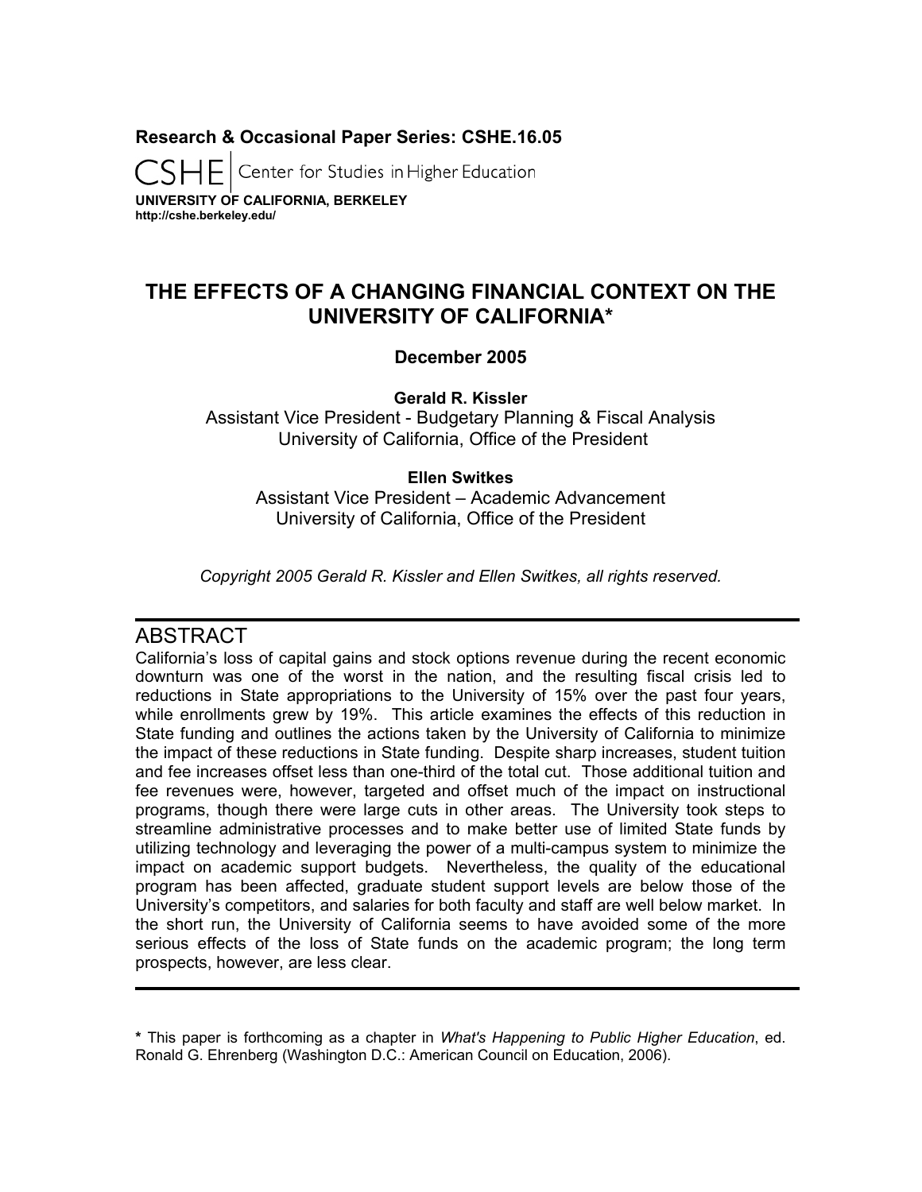**Research & Occasional Paper Series: CSHE.16.05**

CSHE | Center for Studies in Higher Education

**UNIVERSITY OF CALIFORNIA, BERKELEY**
**http://cshe.berkeley.edu/**

# THE EFFECTS OF A CHANGING FINANCIAL CONTEXT ON THE UNIVERSITY OF CALIFORNIA*

**December 2005**

**Gerald R. Kissler**
Assistant Vice President - Budgetary Planning & Fiscal Analysis
University of California, Office of the President

**Ellen Switkes**
Assistant Vice President – Academic Advancement
University of California, Office of the President

*Copyright 2005 Gerald R. Kissler and Ellen Switkes, all rights reserved.*

---

## ABSTRACT

California's loss of capital gains and stock options revenue during the recent economic downturn was one of the worst in the nation, and the resulting fiscal crisis led to reductions in State appropriations to the University of 15% over the past four years, while enrollments grew by 19%. This article examines the effects of this reduction in State funding and outlines the actions taken by the University of California to minimize the impact of these reductions in State funding. Despite sharp increases, student tuition and fee increases offset less than one-third of the total cut. Those additional tuition and fee revenues were, however, targeted and offset much of the impact on instructional programs, though there were large cuts in other areas. The University took steps to streamline administrative processes and to make better use of limited State funds by utilizing technology and leveraging the power of a multi-campus system to minimize the impact on academic support budgets. Nevertheless, the quality of the educational program has been affected, graduate student support levels are below those of the University's competitors, and salaries for both faculty and staff are well below market. In the short run, the University of California seems to have avoided some of the more serious effects of the loss of State funds on the academic program; the long term prospects, however, are less clear.

---

**\*** This paper is forthcoming as a chapter in *What's Happening to Public Higher Education*, ed. Ronald G. Ehrenberg (Washington D.C.: American Council on Education, 2006).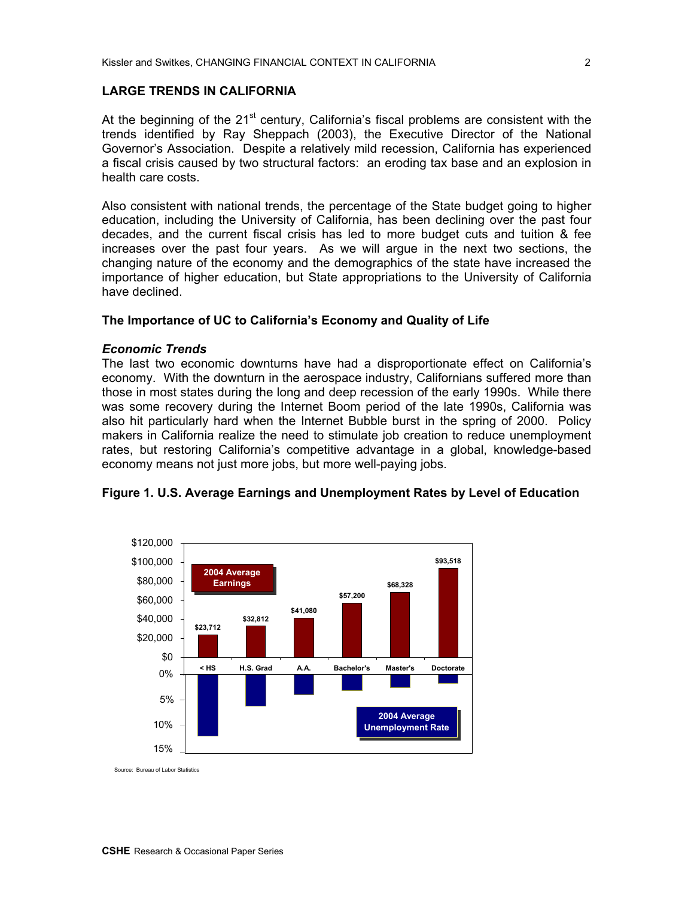## LARGE TRENDS IN CALIFORNIA

At the beginning of the 21st century, California's fiscal problems are consistent with the trends identified by Ray Sheppach (2003), the Executive Director of the National Governor's Association. Despite a relatively mild recession, California has experienced a fiscal crisis caused by two structural factors: an eroding tax base and an explosion in health care costs.

Also consistent with national trends, the percentage of the State budget going to higher education, including the University of California, has been declining over the past four decades, and the current fiscal crisis has led to more budget cuts and tuition & fee increases over the past four years. As we will argue in the next two sections, the changing nature of the economy and the demographics of the state have increased the importance of higher education, but State appropriations to the University of California have declined.

### The Importance of UC to California's Economy and Quality of Life

#### *Economic Trends*

The last two economic downturns have had a disproportionate effect on California's economy. With the downturn in the aerospace industry, Californians suffered more than those in most states during the long and deep recession of the early 1990s. While there was some recovery during the Internet Boom period of the late 1990s, California was also hit particularly hard when the Internet Bubble burst in the spring of 2000. Policy makers in California realize the need to stimulate job creation to reduce unemployment rates, but restoring California's competitive advantage in a global, knowledge-based economy means not just more jobs, but more well-paying jobs.

**Figure 1. U.S. Average Earnings and Unemployment Rates by Level of Education**

2004 Average Earnings

$120,000
$100,000
$80,000
$60,000
$40,000
$20,000
$0

$23,712
$32,812
$41,080
$57,200
$68,328
$93,518

< HS
H.S. Grad
A.A.
Bachelor's
Master's
Doctorate

0%
5%
10%
15%

2004 Average Unemployment Rate

Source: Bureau of Labor Statistics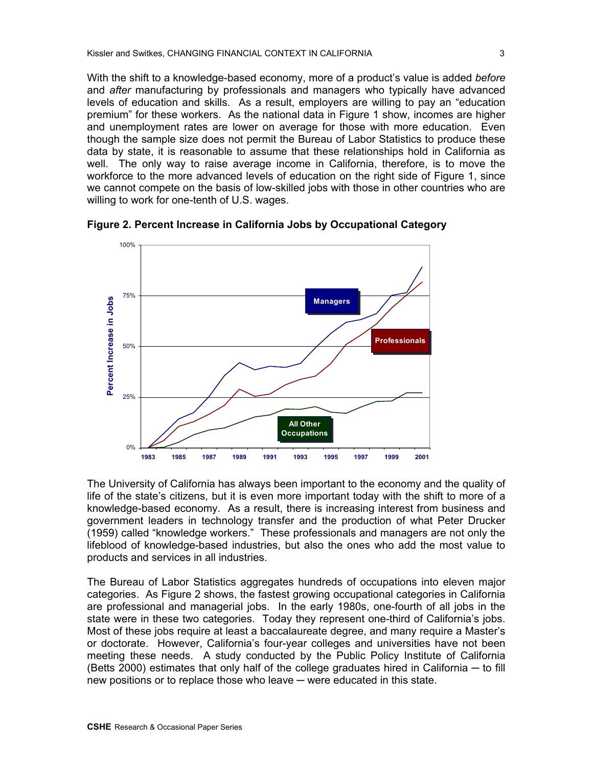With the shift to a knowledge-based economy, more of a product's value is added *before* and *after* manufacturing by professionals and managers who typically have advanced levels of education and skills. As a result, employers are willing to pay an "education premium" for these workers. As the national data in Figure 1 show, incomes are higher and unemployment rates are lower on average for those with more education. Even though the sample size does not permit the Bureau of Labor Statistics to produce these data by state, it is reasonable to assume that these relationships hold in California as well. The only way to raise average income in California, therefore, is to move the workforce to the more advanced levels of education on the right side of Figure 1, since we cannot compete on the basis of low-skilled jobs with those in other countries who are willing to work for one-tenth of U.S. wages.

**Figure 2. Percent Increase in California Jobs by Occupational Category**

Percent Increase in Jobs

100%
75%
50%
25%
0%

1983 1985 1987 1989 1991 1993 1995 1997 1999 2001

Managers

Professionals

All Other Occupations

The University of California has always been important to the economy and the quality of life of the state's citizens, but it is even more important today with the shift to more of a knowledge-based economy. As a result, there is increasing interest from business and government leaders in technology transfer and the production of what Peter Drucker (1959) called "knowledge workers." These professionals and managers are not only the lifeblood of knowledge-based industries, but also the ones who add the most value to products and services in all industries.

The Bureau of Labor Statistics aggregates hundreds of occupations into eleven major categories. As Figure 2 shows, the fastest growing occupational categories in California are professional and managerial jobs. In the early 1980s, one-fourth of all jobs in the state were in these two categories. Today they represent one-third of California's jobs. Most of these jobs require at least a baccalaureate degree, and many require a Master's or doctorate. However, California's four-year colleges and universities have not been meeting these needs. A study conducted by the Public Policy Institute of California (Betts 2000) estimates that only half of the college graduates hired in California — to fill new positions or to replace those who leave — were educated in this state.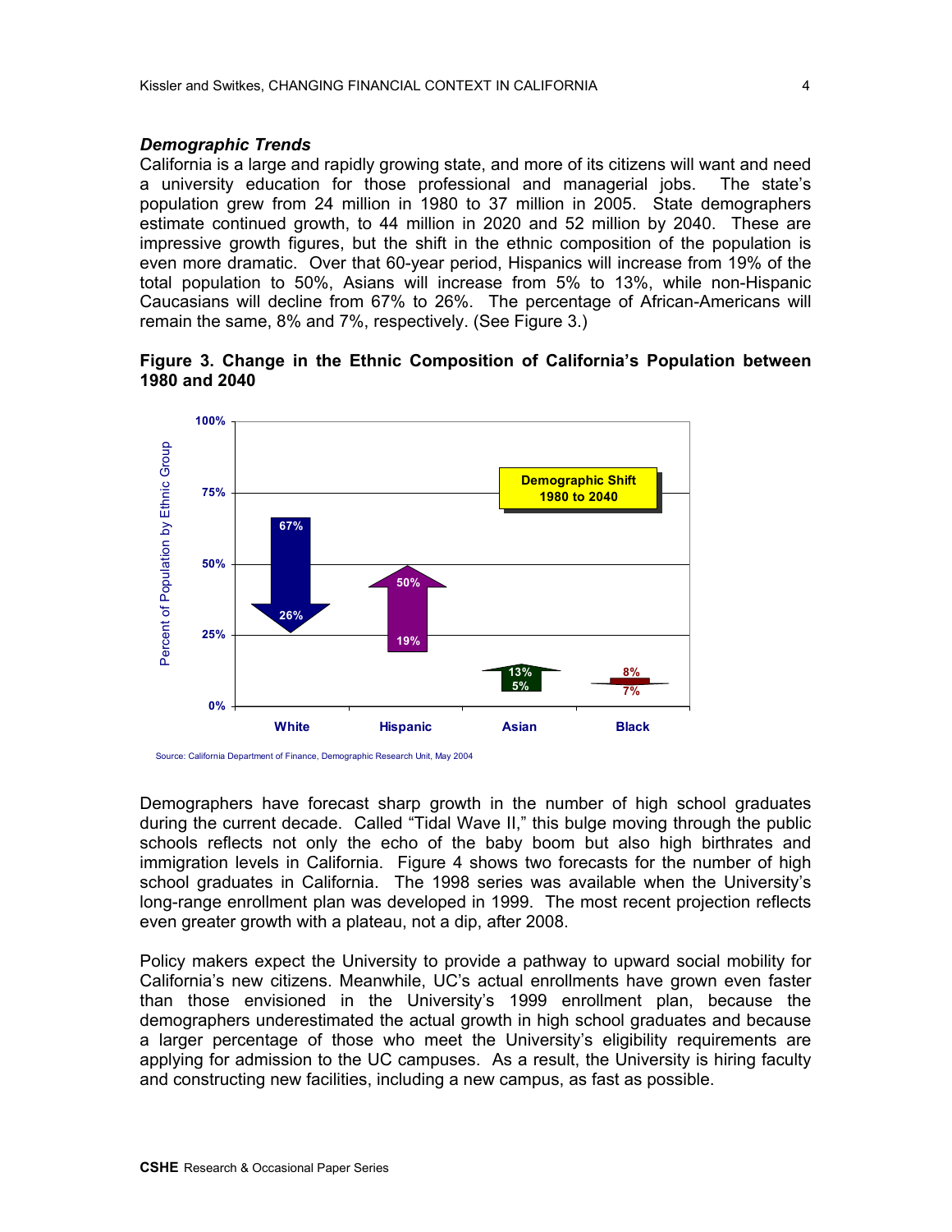### *Demographic Trends*

California is a large and rapidly growing state, and more of its citizens will want and need a university education for those professional and managerial jobs. The state's population grew from 24 million in 1980 to 37 million in 2005. State demographers estimate continued growth, to 44 million in 2020 and 52 million by 2040. These are impressive growth figures, but the shift in the ethnic composition of the population is even more dramatic. Over that 60-year period, Hispanics will increase from 19% of the total population to 50%, Asians will increase from 5% to 13%, while non-Hispanic Caucasians will decline from 67% to 26%. The percentage of African-Americans will remain the same, 8% and 7%, respectively. (See Figure 3.)

**Figure 3. Change in the Ethnic Composition of California's Population between 1980 and 2040**

Percent of Population by Ethnic Group

100%
75%
50%
25%
0%

Demographic Shift
1980 to 2040

67%
26%
50%
19%
13%
5%
8%
7%

White
Hispanic
Asian
Black

Source: California Department of Finance, Demographic Research Unit, May 2004

Demographers have forecast sharp growth in the number of high school graduates during the current decade. Called "Tidal Wave II," this bulge moving through the public schools reflects not only the echo of the baby boom but also high birthrates and immigration levels in California. Figure 4 shows two forecasts for the number of high school graduates in California. The 1998 series was available when the University's long-range enrollment plan was developed in 1999. The most recent projection reflects even greater growth with a plateau, not a dip, after 2008.

Policy makers expect the University to provide a pathway to upward social mobility for California's new citizens. Meanwhile, UC's actual enrollments have grown even faster than those envisioned in the University's 1999 enrollment plan, because the demographers underestimated the actual growth in high school graduates and because a larger percentage of those who meet the University's eligibility requirements are applying for admission to the UC campuses. As a result, the University is hiring faculty and constructing new facilities, including a new campus, as fast as possible.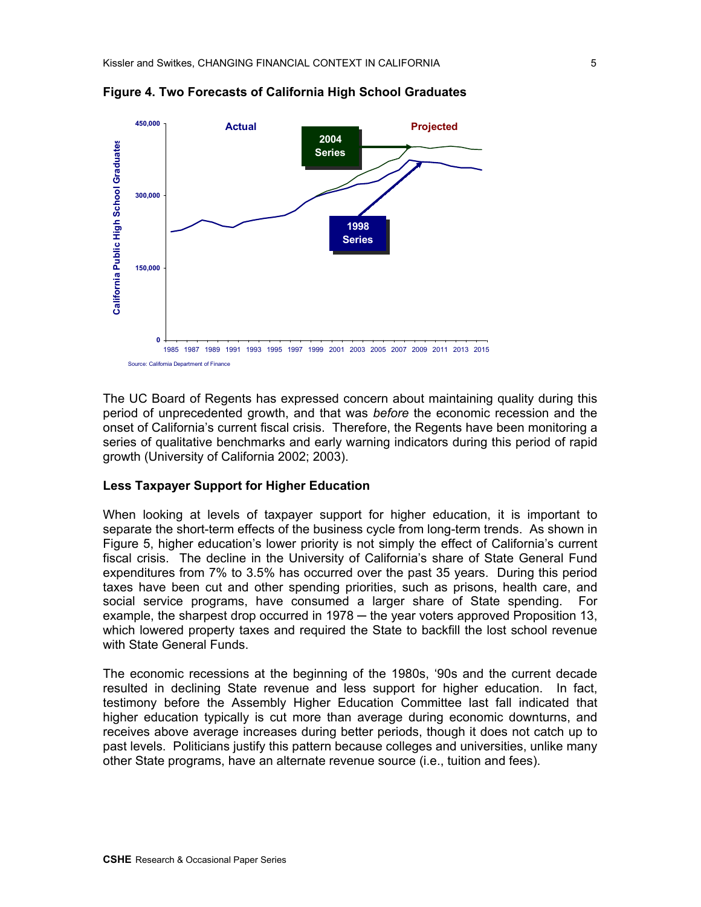**Figure 4. Two Forecasts of California High School Graduates**

Actual

Projected

2004 Series

1998 Series

California Public High School Graduates

450,000

300,000

150,000

0

1985 1987 1989 1991 1993 1995 1997 1999 2001 2003 2005 2007 2009 2011 2013 2015

Source: California Department of Finance

The UC Board of Regents has expressed concern about maintaining quality during this period of unprecedented growth, and that was *before* the economic recession and the onset of California's current fiscal crisis. Therefore, the Regents have been monitoring a series of qualitative benchmarks and early warning indicators during this period of rapid growth (University of California 2002; 2003).

**Less Taxpayer Support for Higher Education**

When looking at levels of taxpayer support for higher education, it is important to separate the short-term effects of the business cycle from long-term trends. As shown in Figure 5, higher education's lower priority is not simply the effect of California's current fiscal crisis. The decline in the University of California's share of State General Fund expenditures from 7% to 3.5% has occurred over the past 35 years. During this period taxes have been cut and other spending priorities, such as prisons, health care, and social service programs, have consumed a larger share of State spending. For example, the sharpest drop occurred in 1978 ─ the year voters approved Proposition 13, which lowered property taxes and required the State to backfill the lost school revenue with State General Funds.

The economic recessions at the beginning of the 1980s, '90s and the current decade resulted in declining State revenue and less support for higher education. In fact, testimony before the Assembly Higher Education Committee last fall indicated that higher education typically is cut more than average during economic downturns, and receives above average increases during better periods, though it does not catch up to past levels. Politicians justify this pattern because colleges and universities, unlike many other State programs, have an alternate revenue source (i.e., tuition and fees).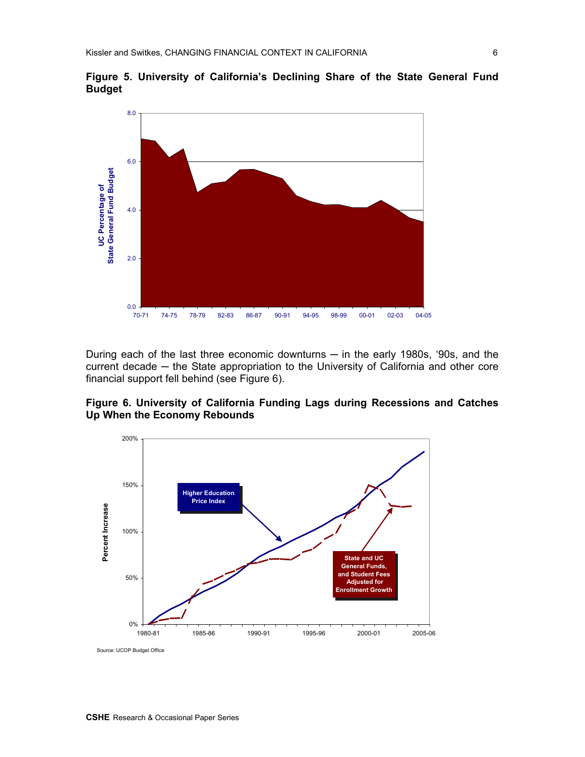**Figure 5. University of California's Declining Share of the State General Fund Budget**

UC Percentage of State General Fund Budget

8.0
6.0
4.0
2.0
0.0

70-71 74-75 78-79 82-83 86-87 90-91 94-95 98-99 00-01 02-03 04-05

During each of the last three economic downturns ─ in the early 1980s, '90s, and the current decade ─ the State appropriation to the University of California and other core financial support fell behind (see Figure 6).

**Figure 6. University of California Funding Lags during Recessions and Catches Up When the Economy Rebounds**

Percent Increase

200%
150%
100%
50%
0%

1980-81 1985-86 1990-91 1995-96 2000-01 2005-06

Higher Education Price Index

State and UC General Funds, and Student Fees Adjusted for Enrollment Growth

Source: UCOP Budget Office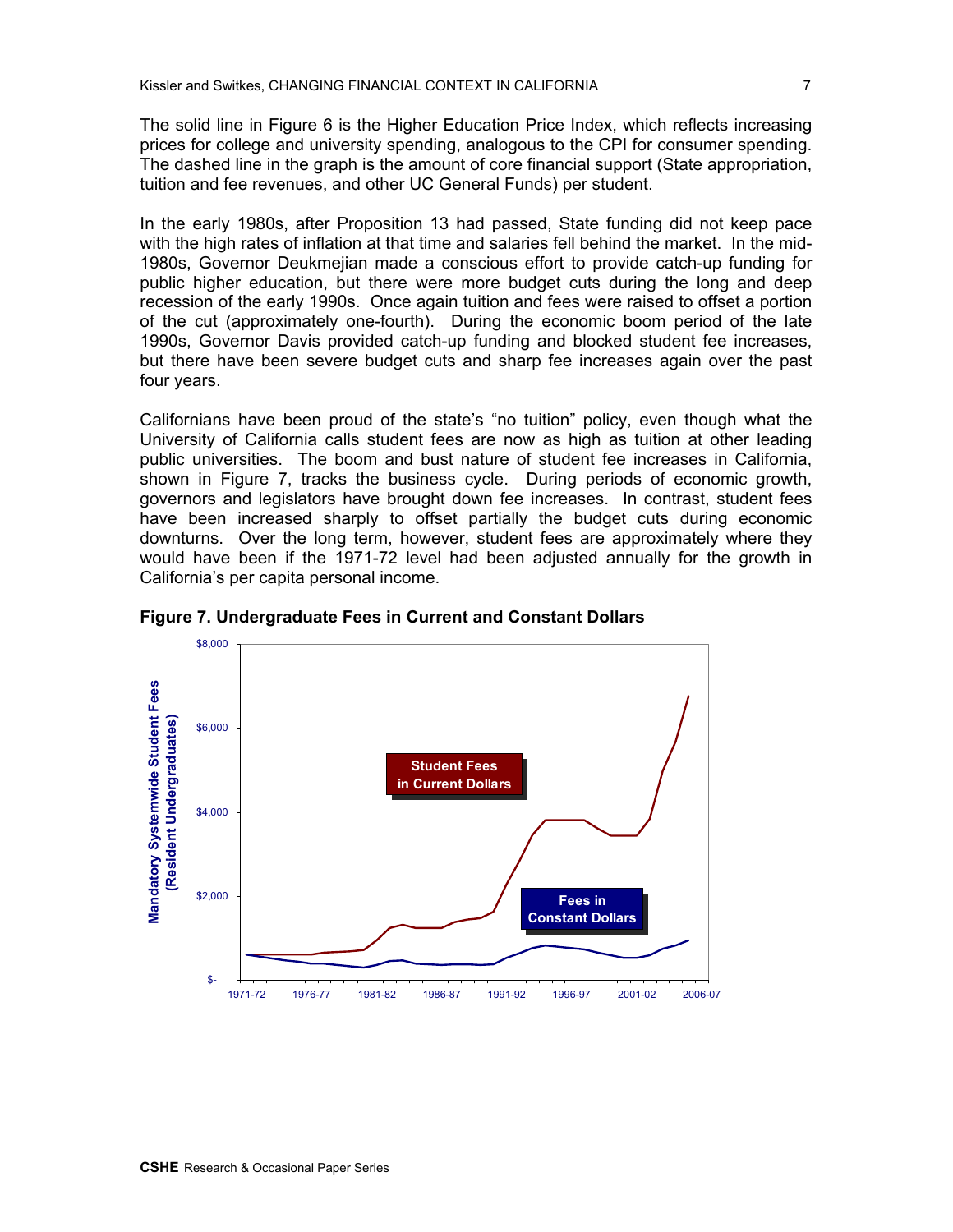The solid line in Figure 6 is the Higher Education Price Index, which reflects increasing prices for college and university spending, analogous to the CPI for consumer spending. The dashed line in the graph is the amount of core financial support (State appropriation, tuition and fee revenues, and other UC General Funds) per student.

In the early 1980s, after Proposition 13 had passed, State funding did not keep pace with the high rates of inflation at that time and salaries fell behind the market. In the mid-1980s, Governor Deukmejian made a conscious effort to provide catch-up funding for public higher education, but there were more budget cuts during the long and deep recession of the early 1990s. Once again tuition and fees were raised to offset a portion of the cut (approximately one-fourth). During the economic boom period of the late 1990s, Governor Davis provided catch-up funding and blocked student fee increases, but there have been severe budget cuts and sharp fee increases again over the past four years.

Californians have been proud of the state's "no tuition" policy, even though what the University of California calls student fees are now as high as tuition at other leading public universities. The boom and bust nature of student fee increases in California, shown in Figure 7, tracks the business cycle. During periods of economic growth, governors and legislators have brought down fee increases. In contrast, student fees have been increased sharply to offset partially the budget cuts during economic downturns. Over the long term, however, student fees are approximately where they would have been if the 1971-72 level had been adjusted annually for the growth in California's per capita personal income.

**Figure 7. Undergraduate Fees in Current and Constant Dollars**

Mandatory Systemwide Student Fees (Resident Undergraduates)

$8,000
$6,000
$4,000
$2,000
$-

1971-72
1976-77
1981-82
1986-87
1991-92
1996-97
2001-02
2006-07

Student Fees in Current Dollars

Fees in Constant Dollars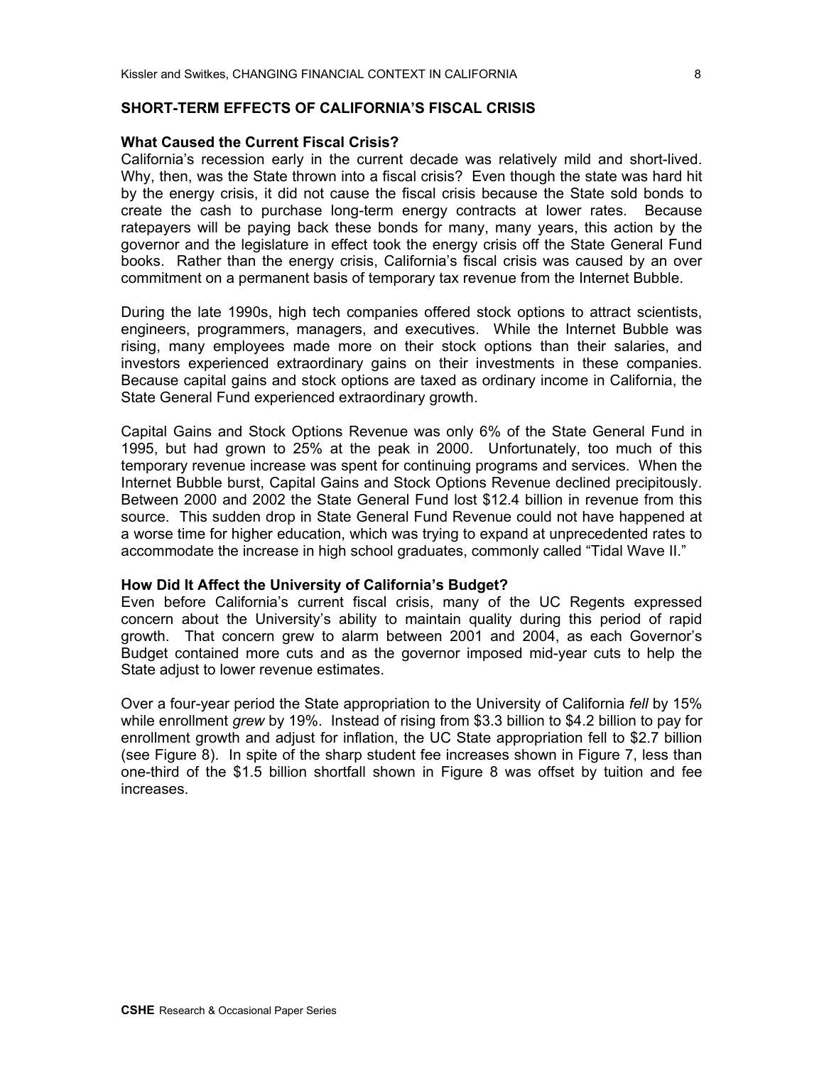## SHORT-TERM EFFECTS OF CALIFORNIA'S FISCAL CRISIS

### What Caused the Current Fiscal Crisis?

California's recession early in the current decade was relatively mild and short-lived. Why, then, was the State thrown into a fiscal crisis? Even though the state was hard hit by the energy crisis, it did not cause the fiscal crisis because the State sold bonds to create the cash to purchase long-term energy contracts at lower rates. Because ratepayers will be paying back these bonds for many, many years, this action by the governor and the legislature in effect took the energy crisis off the State General Fund books. Rather than the energy crisis, California's fiscal crisis was caused by an over commitment on a permanent basis of temporary tax revenue from the Internet Bubble.

During the late 1990s, high tech companies offered stock options to attract scientists, engineers, programmers, managers, and executives. While the Internet Bubble was rising, many employees made more on their stock options than their salaries, and investors experienced extraordinary gains on their investments in these companies. Because capital gains and stock options are taxed as ordinary income in California, the State General Fund experienced extraordinary growth.

Capital Gains and Stock Options Revenue was only 6% of the State General Fund in 1995, but had grown to 25% at the peak in 2000. Unfortunately, too much of this temporary revenue increase was spent for continuing programs and services. When the Internet Bubble burst, Capital Gains and Stock Options Revenue declined precipitously. Between 2000 and 2002 the State General Fund lost $12.4 billion in revenue from this source. This sudden drop in State General Fund Revenue could not have happened at a worse time for higher education, which was trying to expand at unprecedented rates to accommodate the increase in high school graduates, commonly called "Tidal Wave II."

### How Did It Affect the University of California's Budget?

Even before California's current fiscal crisis, many of the UC Regents expressed concern about the University's ability to maintain quality during this period of rapid growth. That concern grew to alarm between 2001 and 2004, as each Governor's Budget contained more cuts and as the governor imposed mid-year cuts to help the State adjust to lower revenue estimates.

Over a four-year period the State appropriation to the University of California *fell* by 15% while enrollment *grew* by 19%. Instead of rising from $3.3 billion to $4.2 billion to pay for enrollment growth and adjust for inflation, the UC State appropriation fell to $2.7 billion (see Figure 8). In spite of the sharp student fee increases shown in Figure 7, less than one-third of the $1.5 billion shortfall shown in Figure 8 was offset by tuition and fee increases.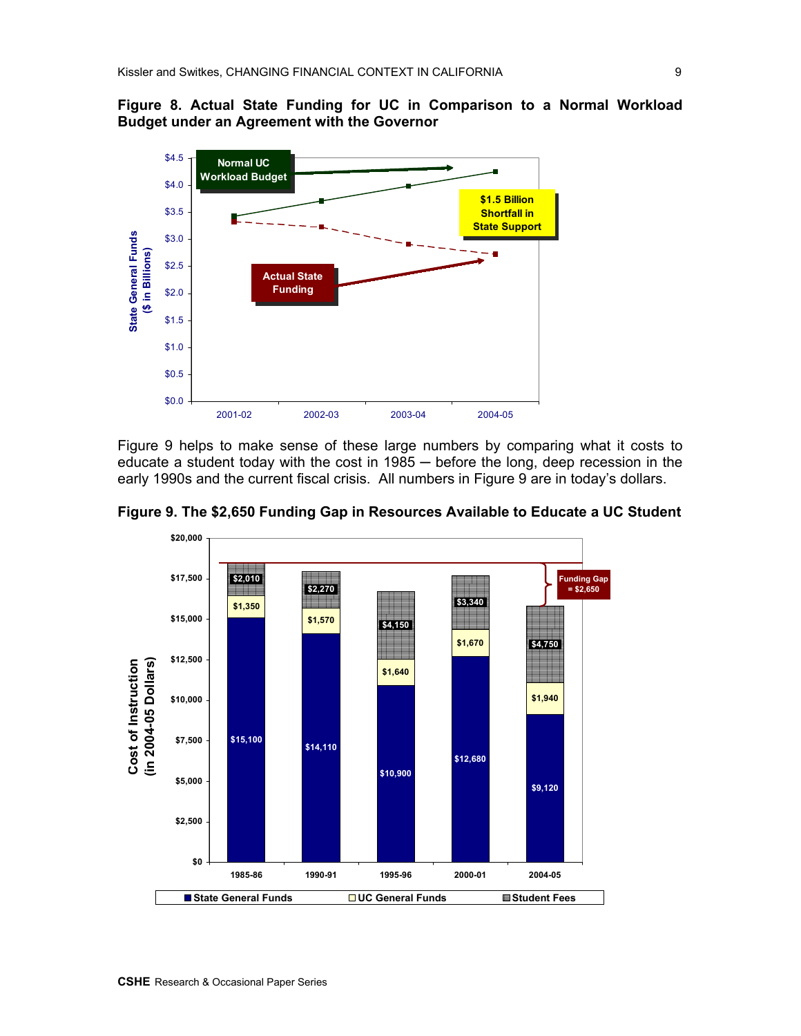**Figure 8. Actual State Funding for UC in Comparison to a Normal Workload Budget under an Agreement with the Governor**

State General Funds ($ in Billions)

$4.5
$4.0
$3.5
$3.0
$2.5
$2.0
$1.5
$1.0
$0.5
$0.0

2001-02
2002-03
2003-04
2004-05

Normal UC Workload Budget

$1.5 Billion Shortfall in State Support

Actual State Funding

Figure 9 helps to make sense of these large numbers by comparing what it costs to educate a student today with the cost in 1985 — before the long, deep recession in the early 1990s and the current fiscal crisis. All numbers in Figure 9 are in today's dollars.

**Figure 9. The $2,650 Funding Gap in Resources Available to Educate a UC Student**

Cost of Instruction (in 2004-05 Dollars)

$20,000
$17,500
$15,000
$12,500
$10,000
$7,500
$5,000
$2,500
$0

1985-86: $15,100; $1,350; $2,010
1990-91: $14,110; $1,570; $2,270
1995-96: $10,900; $1,640; $4,150
2000-01: $12,680; $1,670; $3,340
2004-05: $9,120; $1,940; $4,750

Funding Gap = $2,650

State General Funds
UC General Funds
Student Fees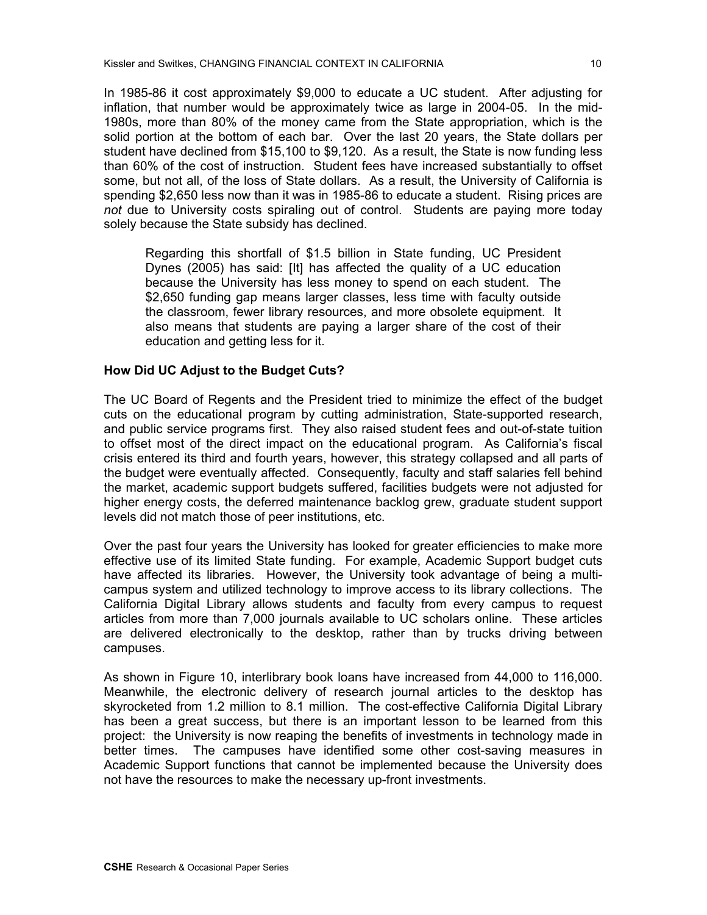In 1985-86 it cost approximately $9,000 to educate a UC student. After adjusting for inflation, that number would be approximately twice as large in 2004-05. In the mid-1980s, more than 80% of the money came from the State appropriation, which is the solid portion at the bottom of each bar. Over the last 20 years, the State dollars per student have declined from $15,100 to $9,120. As a result, the State is now funding less than 60% of the cost of instruction. Student fees have increased substantially to offset some, but not all, of the loss of State dollars. As a result, the University of California is spending $2,650 less now than it was in 1985-86 to educate a student. Rising prices are *not* due to University costs spiraling out of control. Students are paying more today solely because the State subsidy has declined.

> Regarding this shortfall of $1.5 billion in State funding, UC President Dynes (2005) has said: [It] has affected the quality of a UC education because the University has less money to spend on each student. The $2,650 funding gap means larger classes, less time with faculty outside the classroom, fewer library resources, and more obsolete equipment. It also means that students are paying a larger share of the cost of their education and getting less for it.

### How Did UC Adjust to the Budget Cuts?

The UC Board of Regents and the President tried to minimize the effect of the budget cuts on the educational program by cutting administration, State-supported research, and public service programs first. They also raised student fees and out-of-state tuition to offset most of the direct impact on the educational program. As California's fiscal crisis entered its third and fourth years, however, this strategy collapsed and all parts of the budget were eventually affected. Consequently, faculty and staff salaries fell behind the market, academic support budgets suffered, facilities budgets were not adjusted for higher energy costs, the deferred maintenance backlog grew, graduate student support levels did not match those of peer institutions, etc.

Over the past four years the University has looked for greater efficiencies to make more effective use of its limited State funding. For example, Academic Support budget cuts have affected its libraries. However, the University took advantage of being a multi-campus system and utilized technology to improve access to its library collections. The California Digital Library allows students and faculty from every campus to request articles from more than 7,000 journals available to UC scholars online. These articles are delivered electronically to the desktop, rather than by trucks driving between campuses.

As shown in Figure 10, interlibrary book loans have increased from 44,000 to 116,000. Meanwhile, the electronic delivery of research journal articles to the desktop has skyrocketed from 1.2 million to 8.1 million. The cost-effective California Digital Library has been a great success, but there is an important lesson to be learned from this project: the University is now reaping the benefits of investments in technology made in better times. The campuses have identified some other cost-saving measures in Academic Support functions that cannot be implemented because the University does not have the resources to make the necessary up-front investments.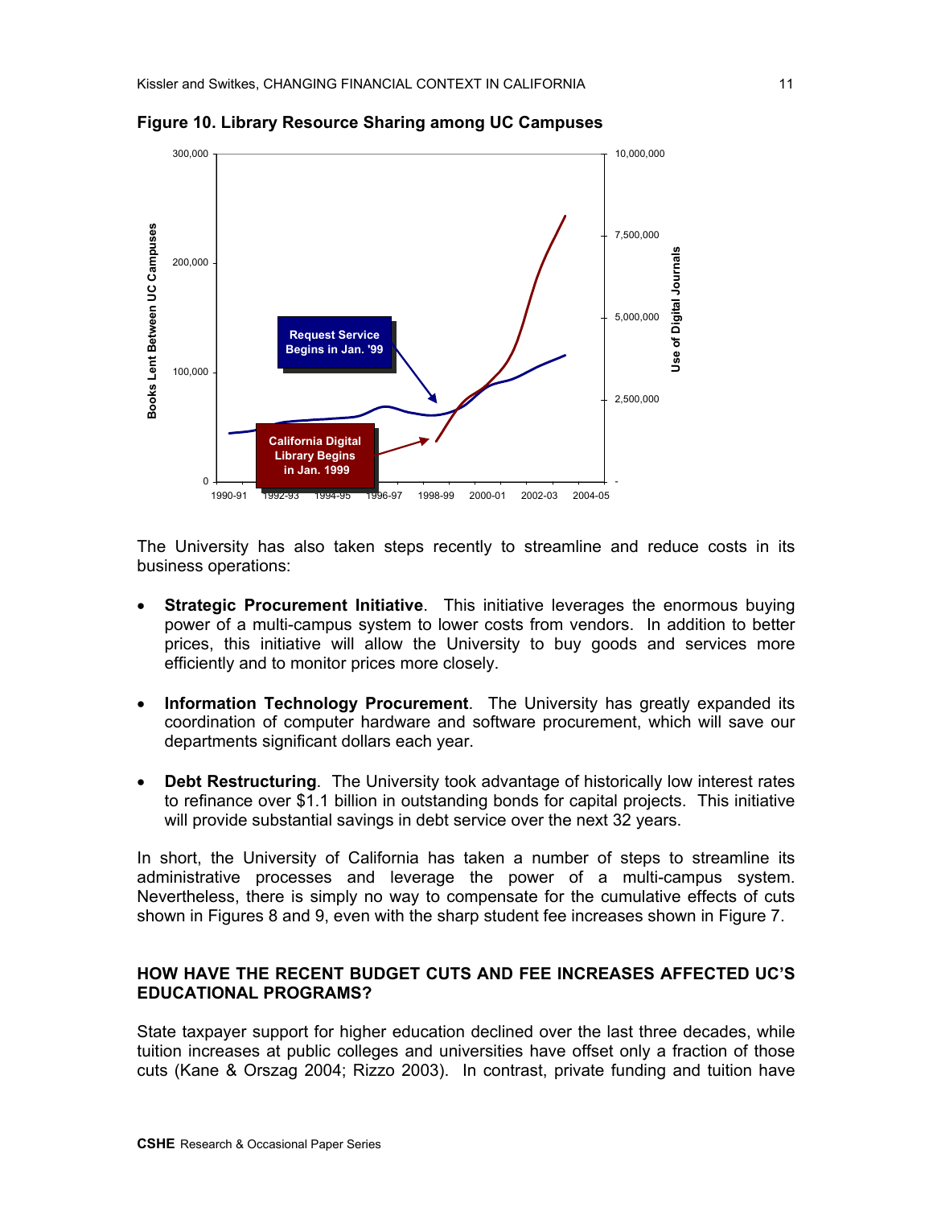**Figure 10. Library Resource Sharing among UC Campuses**

Books Lent Between UC Campuses

300,000
200,000
100,000
0

Use of Digital Journals

10,000,000
7,500,000
5,000,000
2,500,000
-

1990-91 1992-93 1994-95 1996-97 1998-99 2000-01 2002-03 2004-05

Request Service Begins in Jan. '99

California Digital Library Begins in Jan. 1999

The University has also taken steps recently to streamline and reduce costs in its business operations:

- **Strategic Procurement Initiative**. This initiative leverages the enormous buying power of a multi-campus system to lower costs from vendors. In addition to better prices, this initiative will allow the University to buy goods and services more efficiently and to monitor prices more closely.
- **Information Technology Procurement**. The University has greatly expanded its coordination of computer hardware and software procurement, which will save our departments significant dollars each year.
- **Debt Restructuring**. The University took advantage of historically low interest rates to refinance over $1.1 billion in outstanding bonds for capital projects. This initiative will provide substantial savings in debt service over the next 32 years.

In short, the University of California has taken a number of steps to streamline its administrative processes and leverage the power of a multi-campus system. Nevertheless, there is simply no way to compensate for the cumulative effects of cuts shown in Figures 8 and 9, even with the sharp student fee increases shown in Figure 7.

### HOW HAVE THE RECENT BUDGET CUTS AND FEE INCREASES AFFECTED UC'S EDUCATIONAL PROGRAMS?

State taxpayer support for higher education declined over the last three decades, while tuition increases at public colleges and universities have offset only a fraction of those cuts (Kane & Orszag 2004; Rizzo 2003). In contrast, private funding and tuition have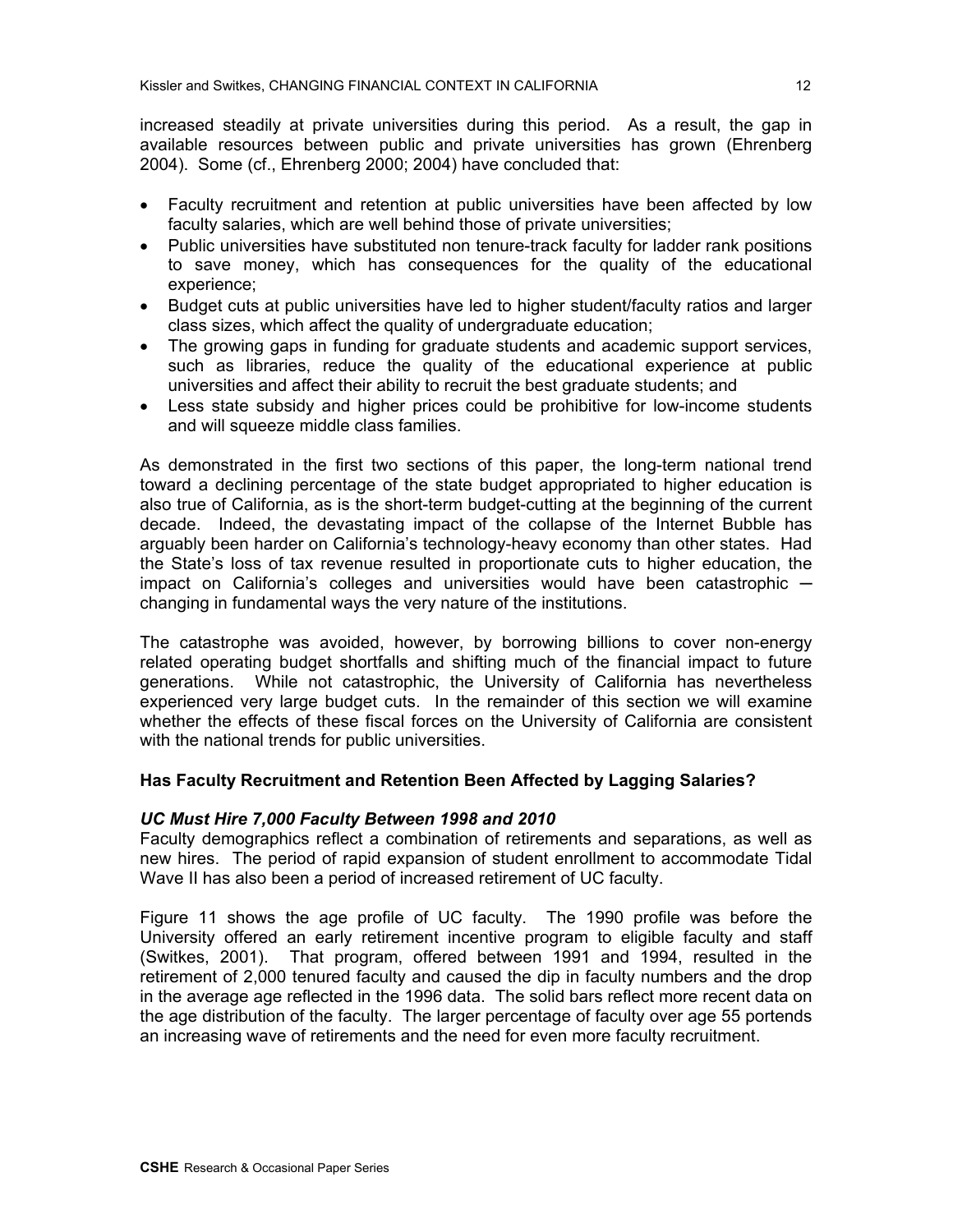increased steadily at private universities during this period. As a result, the gap in available resources between public and private universities has grown (Ehrenberg 2004). Some (cf., Ehrenberg 2000; 2004) have concluded that:

- Faculty recruitment and retention at public universities have been affected by low faculty salaries, which are well behind those of private universities;
- Public universities have substituted non tenure-track faculty for ladder rank positions to save money, which has consequences for the quality of the educational experience;
- Budget cuts at public universities have led to higher student/faculty ratios and larger class sizes, which affect the quality of undergraduate education;
- The growing gaps in funding for graduate students and academic support services, such as libraries, reduce the quality of the educational experience at public universities and affect their ability to recruit the best graduate students; and
- Less state subsidy and higher prices could be prohibitive for low-income students and will squeeze middle class families.

As demonstrated in the first two sections of this paper, the long-term national trend toward a declining percentage of the state budget appropriated to higher education is also true of California, as is the short-term budget-cutting at the beginning of the current decade. Indeed, the devastating impact of the collapse of the Internet Bubble has arguably been harder on California's technology-heavy economy than other states. Had the State's loss of tax revenue resulted in proportionate cuts to higher education, the impact on California's colleges and universities would have been catastrophic ─ changing in fundamental ways the very nature of the institutions.

The catastrophe was avoided, however, by borrowing billions to cover non-energy related operating budget shortfalls and shifting much of the financial impact to future generations. While not catastrophic, the University of California has nevertheless experienced very large budget cuts. In the remainder of this section we will examine whether the effects of these fiscal forces on the University of California are consistent with the national trends for public universities.

### Has Faculty Recruitment and Retention Been Affected by Lagging Salaries?

#### *UC Must Hire 7,000 Faculty Between 1998 and 2010*

Faculty demographics reflect a combination of retirements and separations, as well as new hires. The period of rapid expansion of student enrollment to accommodate Tidal Wave II has also been a period of increased retirement of UC faculty.

Figure 11 shows the age profile of UC faculty. The 1990 profile was before the University offered an early retirement incentive program to eligible faculty and staff (Switkes, 2001). That program, offered between 1991 and 1994, resulted in the retirement of 2,000 tenured faculty and caused the dip in faculty numbers and the drop in the average age reflected in the 1996 data. The solid bars reflect more recent data on the age distribution of the faculty. The larger percentage of faculty over age 55 portends an increasing wave of retirements and the need for even more faculty recruitment.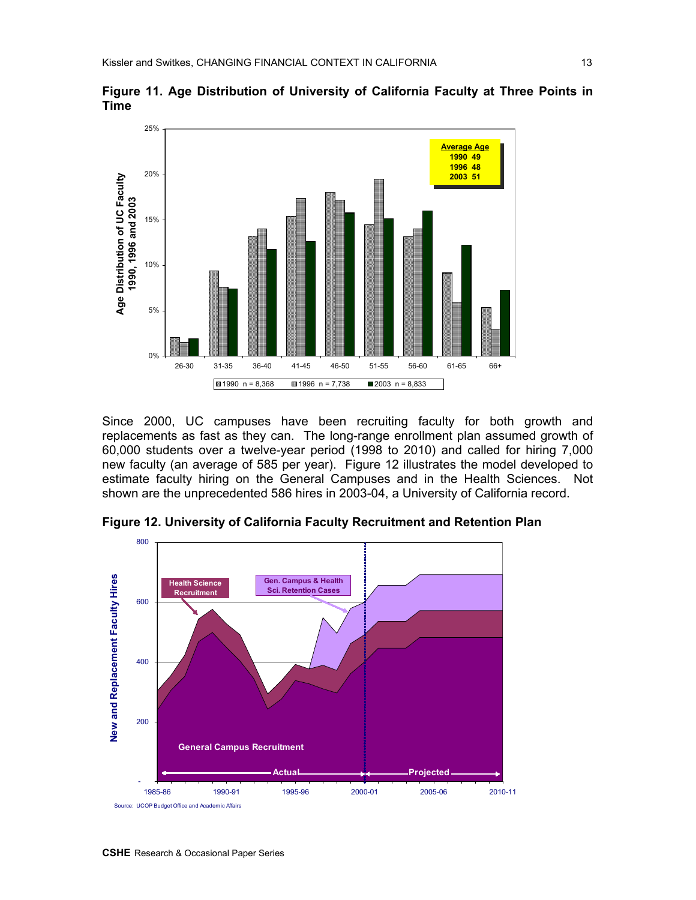**Figure 11. Age Distribution of University of California Faculty at Three Points in Time**

Age Distribution of UC Faculty 1990, 1996 and 2003

25%
20%
15%
10%
5%
0%

26-30
31-35
36-40
41-45
46-50
51-55
56-60
61-65
66+

Average Age
1990 49
1996 48
2003 51

1990 n = 8,368
1996 n = 7,738
2003 n = 8,833

Since 2000, UC campuses have been recruiting faculty for both growth and replacements as fast as they can. The long-range enrollment plan assumed growth of 60,000 students over a twelve-year period (1998 to 2010) and called for hiring 7,000 new faculty (an average of 585 per year). Figure 12 illustrates the model developed to estimate faculty hiring on the General Campuses and in the Health Sciences. Not shown are the unprecedented 586 hires in 2003-04, a University of California record.

**Figure 12. University of California Faculty Recruitment and Retention Plan**

New and Replacement Faculty Hires

800
600
400
200
-

1985-86
1990-91
1995-96
2000-01
2005-06
2010-11

Health Science Recruitment

Gen. Campus & Health Sci. Retention Cases

General Campus Recruitment

Actual

Projected

Source: UCOP Budget Office and Academic Affairs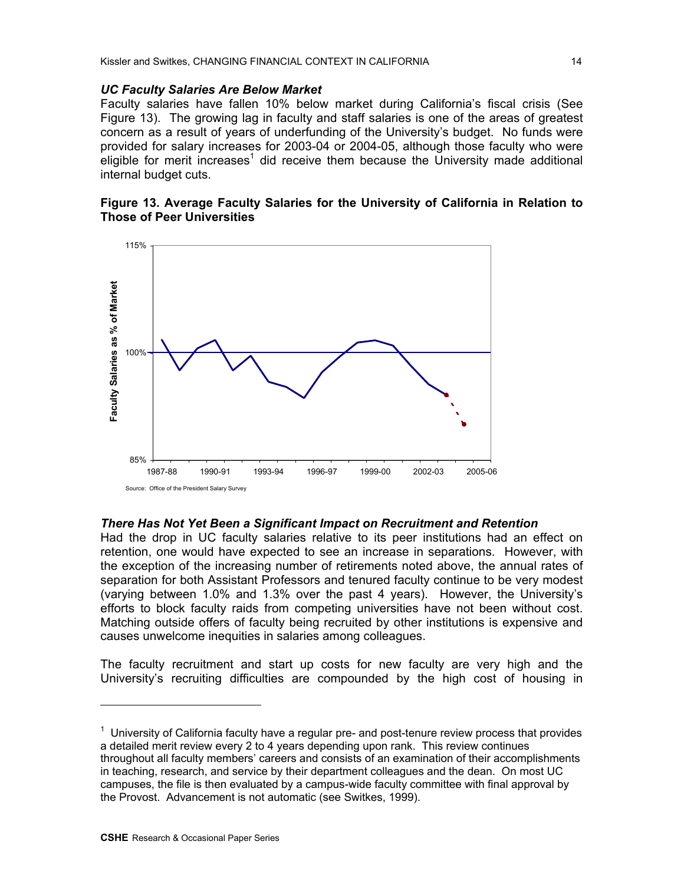### *UC Faculty Salaries Are Below Market*

Faculty salaries have fallen 10% below market during California's fiscal crisis (See Figure 13). The growing lag in faculty and staff salaries is one of the areas of greatest concern as a result of years of underfunding of the University's budget. No funds were provided for salary increases for 2003-04 or 2004-05, although those faculty who were eligible for merit increases[1] did receive them because the University made additional internal budget cuts.

**Figure 13. Average Faculty Salaries for the University of California in Relation to Those of Peer Universities**

Faculty Salaries as % of Market

115%

100%

85%

1987-88

1990-91

1993-94

1996-97

1999-00

2002-03

2005-06

Source: Office of the President Salary Survey

### *There Has Not Yet Been a Significant Impact on Recruitment and Retention*

Had the drop in UC faculty salaries relative to its peer institutions had an effect on retention, one would have expected to see an increase in separations. However, with the exception of the increasing number of retirements noted above, the annual rates of separation for both Assistant Professors and tenured faculty continue to be very modest (varying between 1.0% and 1.3% over the past 4 years). However, the University's efforts to block faculty raids from competing universities have not been without cost. Matching outside offers of faculty being recruited by other institutions is expensive and causes unwelcome inequities in salaries among colleagues.

The faculty recruitment and start up costs for new faculty are very high and the University's recruiting difficulties are compounded by the high cost of housing in

[1] University of California faculty have a regular pre- and post-tenure review process that provides a detailed merit review every 2 to 4 years depending upon rank. This review continues throughout all faculty members' careers and consists of an examination of their accomplishments in teaching, research, and service by their department colleagues and the dean. On most UC campuses, the file is then evaluated by a campus-wide faculty committee with final approval by the Provost. Advancement is not automatic (see Switkes, 1999).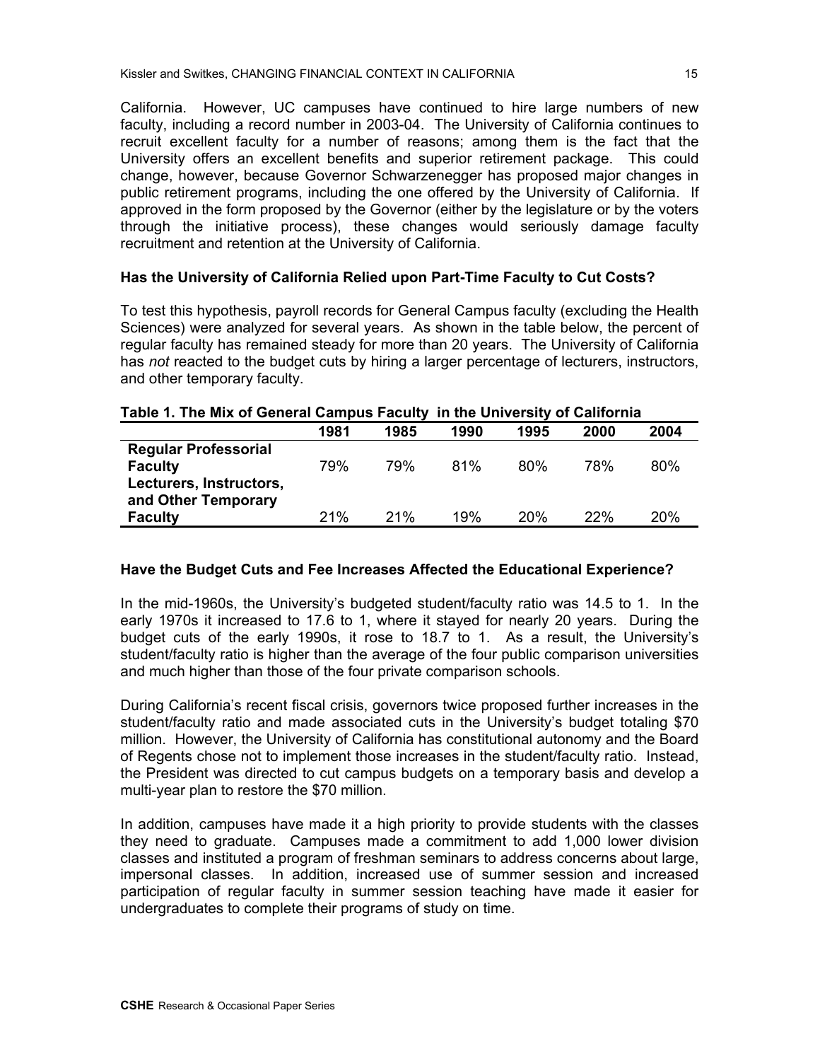California. However, UC campuses have continued to hire large numbers of new faculty, including a record number in 2003-04. The University of California continues to recruit excellent faculty for a number of reasons; among them is the fact that the University offers an excellent benefits and superior retirement package. This could change, however, because Governor Schwarzenegger has proposed major changes in public retirement programs, including the one offered by the University of California. If approved in the form proposed by the Governor (either by the legislature or by the voters through the initiative process), these changes would seriously damage faculty recruitment and retention at the University of California.

### Has the University of California Relied upon Part-Time Faculty to Cut Costs?

To test this hypothesis, payroll records for General Campus faculty (excluding the Health Sciences) were analyzed for several years. As shown in the table below, the percent of regular faculty has remained steady for more than 20 years. The University of California has *not* reacted to the budget cuts by hiring a larger percentage of lecturers, instructors, and other temporary faculty.

**Table 1. The Mix of General Campus Faculty in the University of California**

| | 1981 | 1985 | 1990 | 1995 | 2000 | 2004 |
|---|---|---|---|---|---|---|
| **Regular Professorial Faculty** | 79% | 79% | 81% | 80% | 78% | 80% |
| **Lecturers, Instructors, and Other Temporary Faculty** | 21% | 21% | 19% | 20% | 22% | 20% |

### Have the Budget Cuts and Fee Increases Affected the Educational Experience?

In the mid-1960s, the University's budgeted student/faculty ratio was 14.5 to 1. In the early 1970s it increased to 17.6 to 1, where it stayed for nearly 20 years. During the budget cuts of the early 1990s, it rose to 18.7 to 1. As a result, the University's student/faculty ratio is higher than the average of the four public comparison universities and much higher than those of the four private comparison schools.

During California's recent fiscal crisis, governors twice proposed further increases in the student/faculty ratio and made associated cuts in the University's budget totaling $70 million. However, the University of California has constitutional autonomy and the Board of Regents chose not to implement those increases in the student/faculty ratio. Instead, the President was directed to cut campus budgets on a temporary basis and develop a multi-year plan to restore the $70 million.

In addition, campuses have made it a high priority to provide students with the classes they need to graduate. Campuses made a commitment to add 1,000 lower division classes and instituted a program of freshman seminars to address concerns about large, impersonal classes. In addition, increased use of summer session and increased participation of regular faculty in summer session teaching have made it easier for undergraduates to complete their programs of study on time.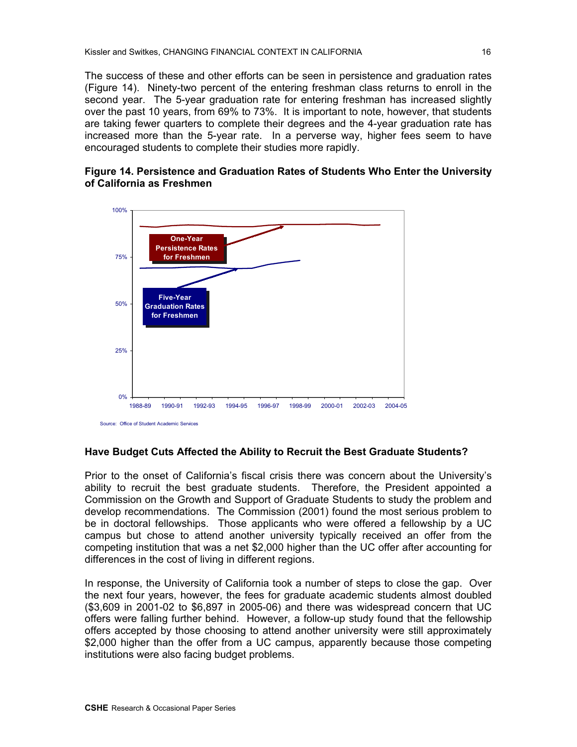The success of these and other efforts can be seen in persistence and graduation rates (Figure 14). Ninety-two percent of the entering freshman class returns to enroll in the second year. The 5-year graduation rate for entering freshman has increased slightly over the past 10 years, from 69% to 73%. It is important to note, however, that students are taking fewer quarters to complete their degrees and the 4-year graduation rate has increased more than the 5-year rate. In a perverse way, higher fees seem to have encouraged students to complete their studies more rapidly.

**Figure 14. Persistence and Graduation Rates of Students Who Enter the University of California as Freshmen**

100%
75%
50%
25%
0%

One-Year Persistence Rates for Freshmen

Five-Year Graduation Rates for Freshmen

1988-89 1990-91 1992-93 1994-95 1996-97 1998-99 2000-01 2002-03 2004-05

Source: Office of Student Academic Services

### Have Budget Cuts Affected the Ability to Recruit the Best Graduate Students?

Prior to the onset of California's fiscal crisis there was concern about the University's ability to recruit the best graduate students. Therefore, the President appointed a Commission on the Growth and Support of Graduate Students to study the problem and develop recommendations. The Commission (2001) found the most serious problem to be in doctoral fellowships. Those applicants who were offered a fellowship by a UC campus but chose to attend another university typically received an offer from the competing institution that was a net $2,000 higher than the UC offer after accounting for differences in the cost of living in different regions.

In response, the University of California took a number of steps to close the gap. Over the next four years, however, the fees for graduate academic students almost doubled ($3,609 in 2001-02 to $6,897 in 2005-06) and there was widespread concern that UC offers were falling further behind. However, a follow-up study found that the fellowship offers accepted by those choosing to attend another university were still approximately $2,000 higher than the offer from a UC campus, apparently because those competing institutions were also facing budget problems.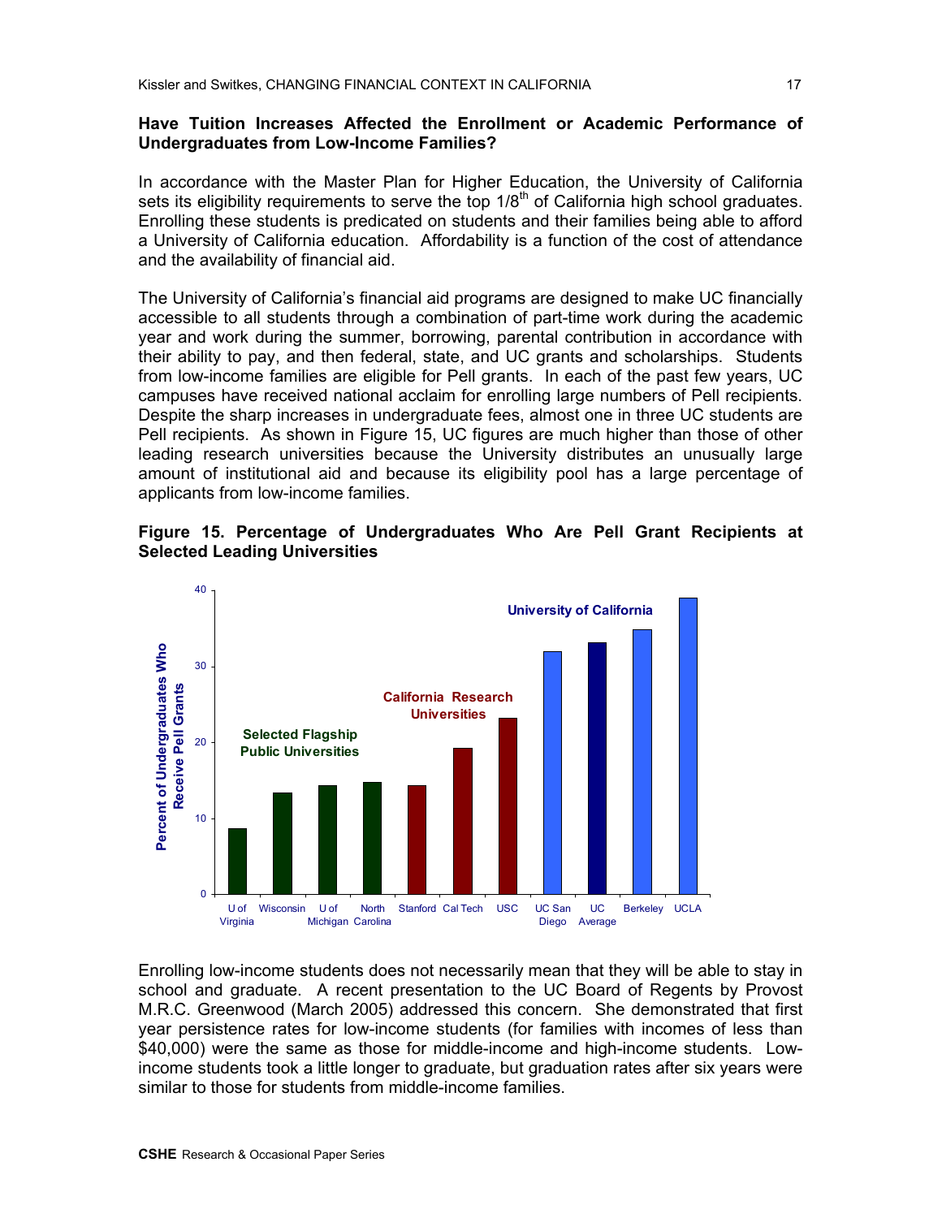### Have Tuition Increases Affected the Enrollment or Academic Performance of Undergraduates from Low-Income Families?

In accordance with the Master Plan for Higher Education, the University of California sets its eligibility requirements to serve the top 1/8th of California high school graduates. Enrolling these students is predicated on students and their families being able to afford a University of California education. Affordability is a function of the cost of attendance and the availability of financial aid.

The University of California's financial aid programs are designed to make UC financially accessible to all students through a combination of part-time work during the academic year and work during the summer, borrowing, parental contribution in accordance with their ability to pay, and then federal, state, and UC grants and scholarships. Students from low-income families are eligible for Pell grants. In each of the past few years, UC campuses have received national acclaim for enrolling large numbers of Pell recipients. Despite the sharp increases in undergraduate fees, almost one in three UC students are Pell recipients. As shown in Figure 15, UC figures are much higher than those of other leading research universities because the University distributes an unusually large amount of institutional aid and because its eligibility pool has a large percentage of applicants from low-income families.

**Figure 15. Percentage of Undergraduates Who Are Pell Grant Recipients at Selected Leading Universities**

Percent of Undergraduates Who Receive Pell Grants

0
10
20
30
40

Selected Flagship Public Universities
California Research Universities
University of California

U of Virginia
Wisconsin
U of Michigan
North Carolina
Stanford
Cal Tech
USC
UC San Diego
UC Average
Berkeley
UCLA

Enrolling low-income students does not necessarily mean that they will be able to stay in school and graduate. A recent presentation to the UC Board of Regents by Provost M.R.C. Greenwood (March 2005) addressed this concern. She demonstrated that first year persistence rates for low-income students (for families with incomes of less than $40,000) were the same as those for middle-income and high-income students. Low-income students took a little longer to graduate, but graduation rates after six years were similar to those for students from middle-income families.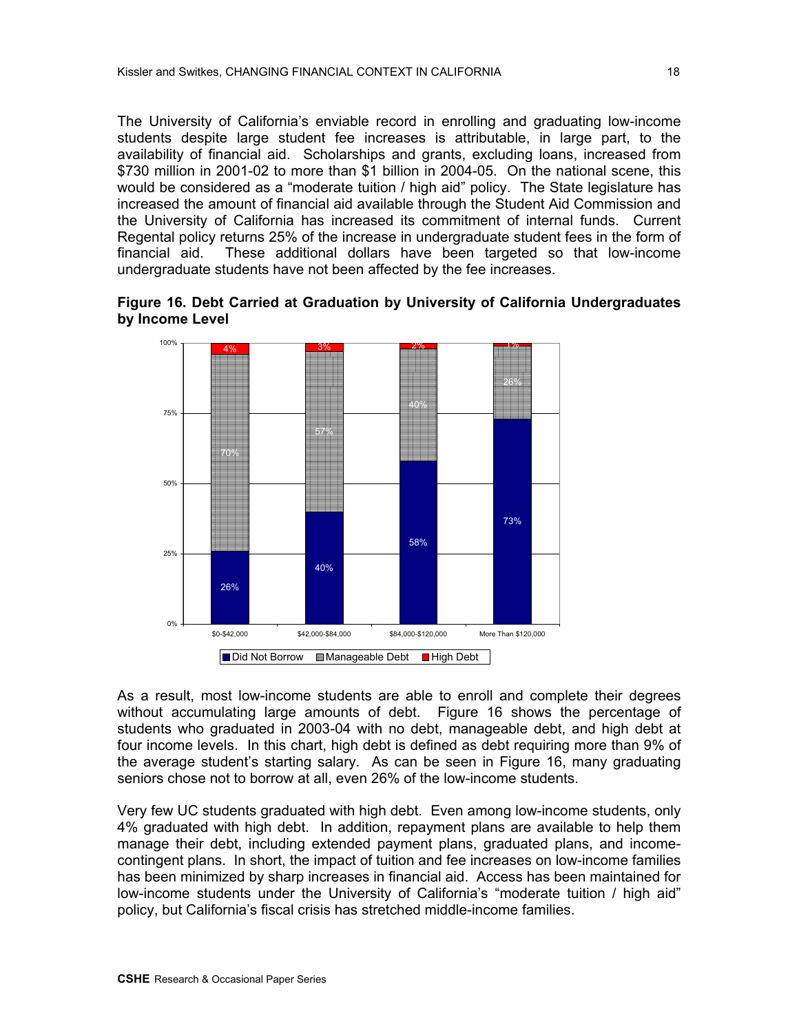The University of California's enviable record in enrolling and graduating low-income students despite large student fee increases is attributable, in large part, to the availability of financial aid. Scholarships and grants, excluding loans, increased from $730 million in 2001-02 to more than $1 billion in 2004-05. On the national scene, this would be considered as a "moderate tuition / high aid" policy. The State legislature has increased the amount of financial aid available through the Student Aid Commission and the University of California has increased its commitment of internal funds. Current Regental policy returns 25% of the increase in undergraduate student fees in the form of financial aid. These additional dollars have been targeted so that low-income undergraduate students have not been affected by the fee increases.

**Figure 16. Debt Carried at Graduation by University of California Undergraduates by Income Level**

100%
75%
50%
25%
0%

$0-$42,000: 26%, 70%, 4%
$42,000-$84,000: 40%, 57%, 3%
$84,000-$120,000: 58%, 40%, 2%
More Than $120,000: 73%, 26%, 1%

Did Not Borrow | Manageable Debt | High Debt

As a result, most low-income students are able to enroll and complete their degrees without accumulating large amounts of debt. Figure 16 shows the percentage of students who graduated in 2003-04 with no debt, manageable debt, and high debt at four income levels. In this chart, high debt is defined as debt requiring more than 9% of the average student's starting salary. As can be seen in Figure 16, many graduating seniors chose not to borrow at all, even 26% of the low-income students.

Very few UC students graduated with high debt. Even among low-income students, only 4% graduated with high debt. In addition, repayment plans are available to help them manage their debt, including extended payment plans, graduated plans, and income-contingent plans. In short, the impact of tuition and fee increases on low-income families has been minimized by sharp increases in financial aid. Access has been maintained for low-income students under the University of California's "moderate tuition / high aid" policy, but California's fiscal crisis has stretched middle-income families.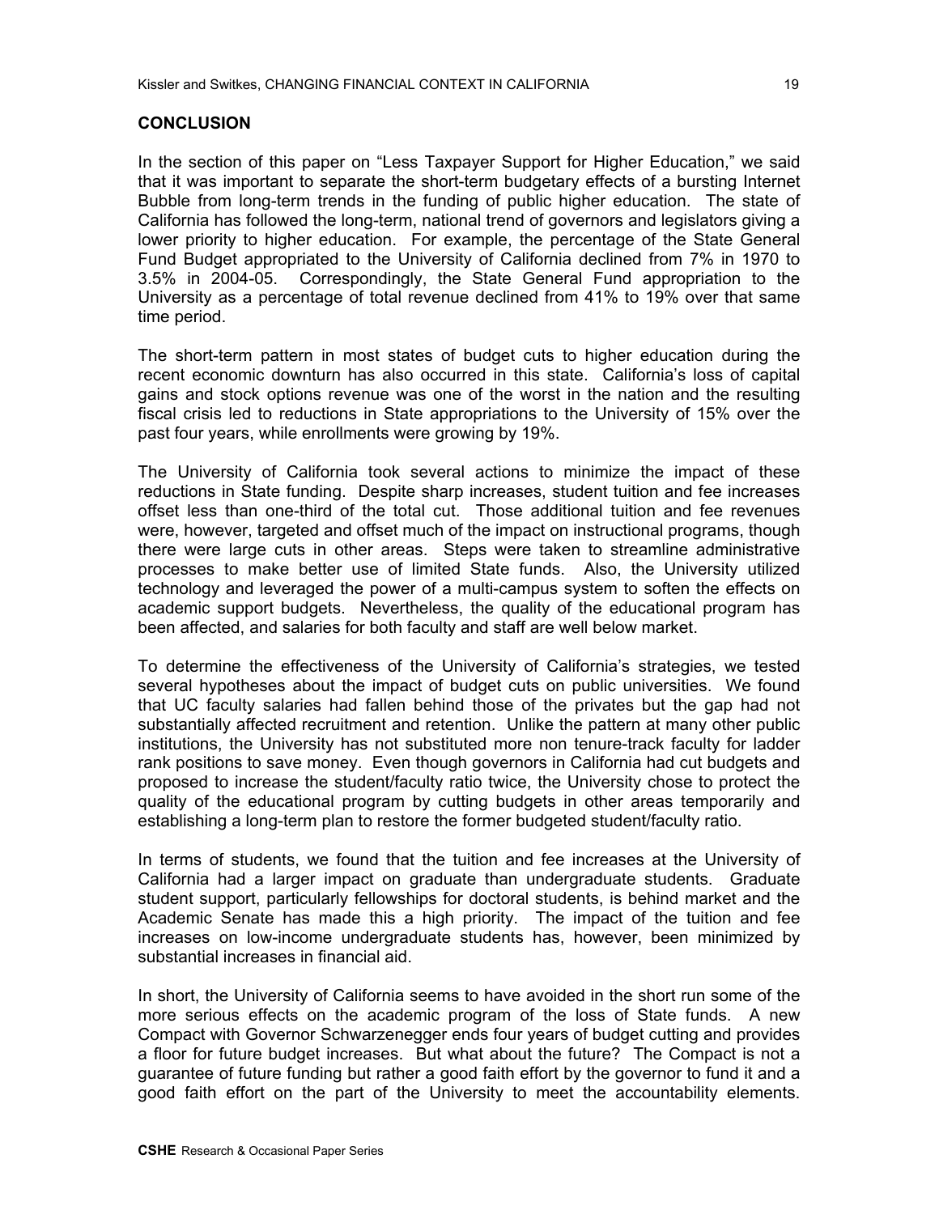## CONCLUSION

In the section of this paper on “Less Taxpayer Support for Higher Education,” we said that it was important to separate the short-term budgetary effects of a bursting Internet Bubble from long-term trends in the funding of public higher education. The state of California has followed the long-term, national trend of governors and legislators giving a lower priority to higher education. For example, the percentage of the State General Fund Budget appropriated to the University of California declined from 7% in 1970 to 3.5% in 2004-05. Correspondingly, the State General Fund appropriation to the University as a percentage of total revenue declined from 41% to 19% over that same time period.

The short-term pattern in most states of budget cuts to higher education during the recent economic downturn has also occurred in this state. California’s loss of capital gains and stock options revenue was one of the worst in the nation and the resulting fiscal crisis led to reductions in State appropriations to the University of 15% over the past four years, while enrollments were growing by 19%.

The University of California took several actions to minimize the impact of these reductions in State funding. Despite sharp increases, student tuition and fee increases offset less than one-third of the total cut. Those additional tuition and fee revenues were, however, targeted and offset much of the impact on instructional programs, though there were large cuts in other areas. Steps were taken to streamline administrative processes to make better use of limited State funds. Also, the University utilized technology and leveraged the power of a multi-campus system to soften the effects on academic support budgets. Nevertheless, the quality of the educational program has been affected, and salaries for both faculty and staff are well below market.

To determine the effectiveness of the University of California’s strategies, we tested several hypotheses about the impact of budget cuts on public universities. We found that UC faculty salaries had fallen behind those of the privates but the gap had not substantially affected recruitment and retention. Unlike the pattern at many other public institutions, the University has not substituted more non tenure-track faculty for ladder rank positions to save money. Even though governors in California had cut budgets and proposed to increase the student/faculty ratio twice, the University chose to protect the quality of the educational program by cutting budgets in other areas temporarily and establishing a long-term plan to restore the former budgeted student/faculty ratio.

In terms of students, we found that the tuition and fee increases at the University of California had a larger impact on graduate than undergraduate students. Graduate student support, particularly fellowships for doctoral students, is behind market and the Academic Senate has made this a high priority. The impact of the tuition and fee increases on low-income undergraduate students has, however, been minimized by substantial increases in financial aid.

In short, the University of California seems to have avoided in the short run some of the more serious effects on the academic program of the loss of State funds. A new Compact with Governor Schwarzenegger ends four years of budget cutting and provides a floor for future budget increases. But what about the future? The Compact is not a guarantee of future funding but rather a good faith effort by the governor to fund it and a good faith effort on the part of the University to meet the accountability elements.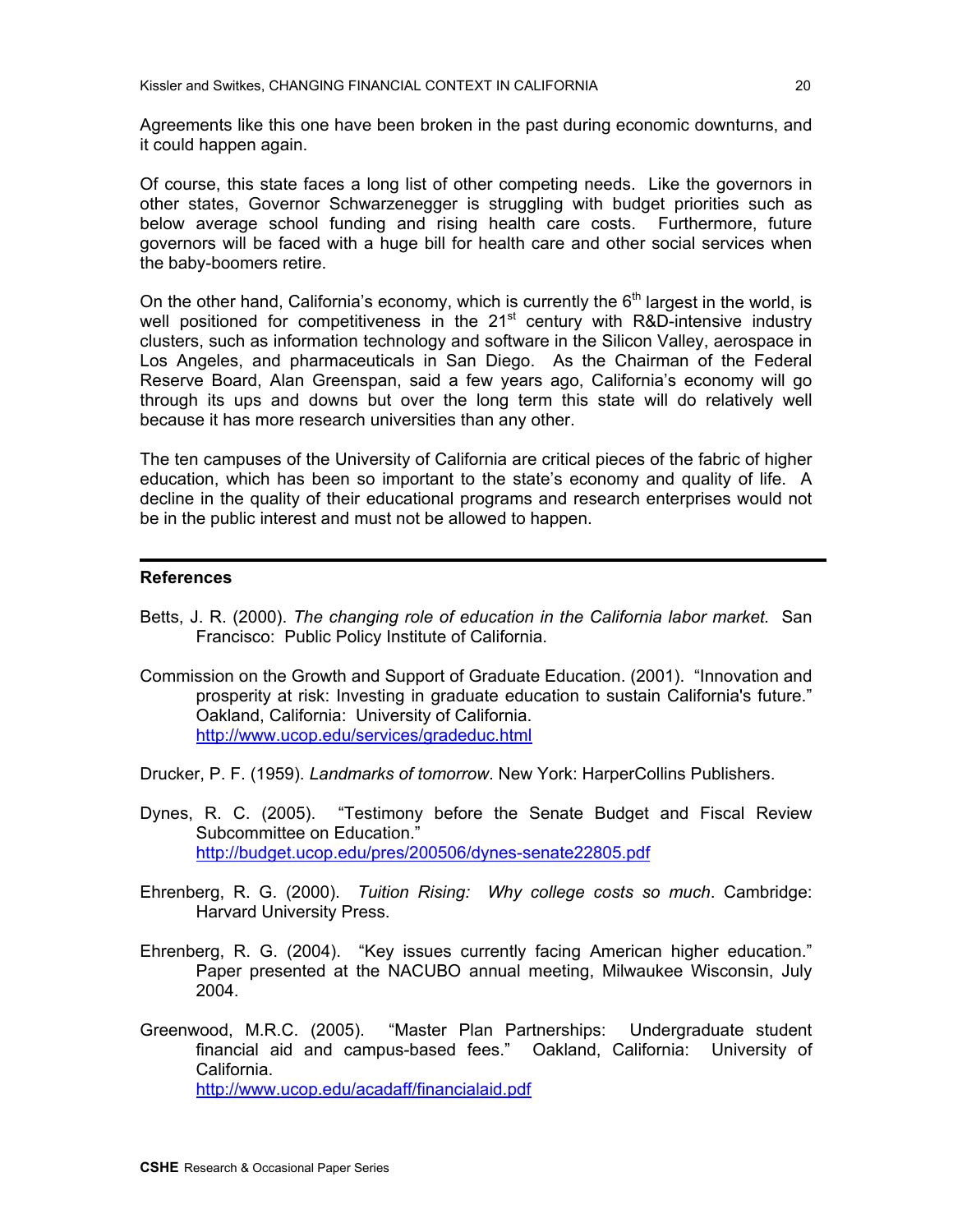Agreements like this one have been broken in the past during economic downturns, and it could happen again.

Of course, this state faces a long list of other competing needs. Like the governors in other states, Governor Schwarzenegger is struggling with budget priorities such as below average school funding and rising health care costs. Furthermore, future governors will be faced with a huge bill for health care and other social services when the baby-boomers retire.

On the other hand, California's economy, which is currently the 6th largest in the world, is well positioned for competitiveness in the 21st century with R&D-intensive industry clusters, such as information technology and software in the Silicon Valley, aerospace in Los Angeles, and pharmaceuticals in San Diego. As the Chairman of the Federal Reserve Board, Alan Greenspan, said a few years ago, California's economy will go through its ups and downs but over the long term this state will do relatively well because it has more research universities than any other.

The ten campuses of the University of California are critical pieces of the fabric of higher education, which has been so important to the state's economy and quality of life. A decline in the quality of their educational programs and research enterprises would not be in the public interest and must not be allowed to happen.

---

**References**

Betts, J. R. (2000). *The changing role of education in the California labor market.* San Francisco: Public Policy Institute of California.

Commission on the Growth and Support of Graduate Education. (2001). "Innovation and prosperity at risk: Investing in graduate education to sustain California's future." Oakland, California: University of California. http://www.ucop.edu/services/gradeduc.html

Drucker, P. F. (1959). *Landmarks of tomorrow*. New York: HarperCollins Publishers.

Dynes, R. C. (2005). "Testimony before the Senate Budget and Fiscal Review Subcommittee on Education." http://budget.ucop.edu/pres/200506/dynes-senate22805.pdf

Ehrenberg, R. G. (2000). *Tuition Rising: Why college costs so much*. Cambridge: Harvard University Press.

Ehrenberg, R. G. (2004). "Key issues currently facing American higher education." Paper presented at the NACUBO annual meeting, Milwaukee Wisconsin, July 2004.

Greenwood, M.R.C. (2005). "Master Plan Partnerships: Undergraduate student financial aid and campus-based fees." Oakland, California: University of California. http://www.ucop.edu/acadaff/financialaid.pdf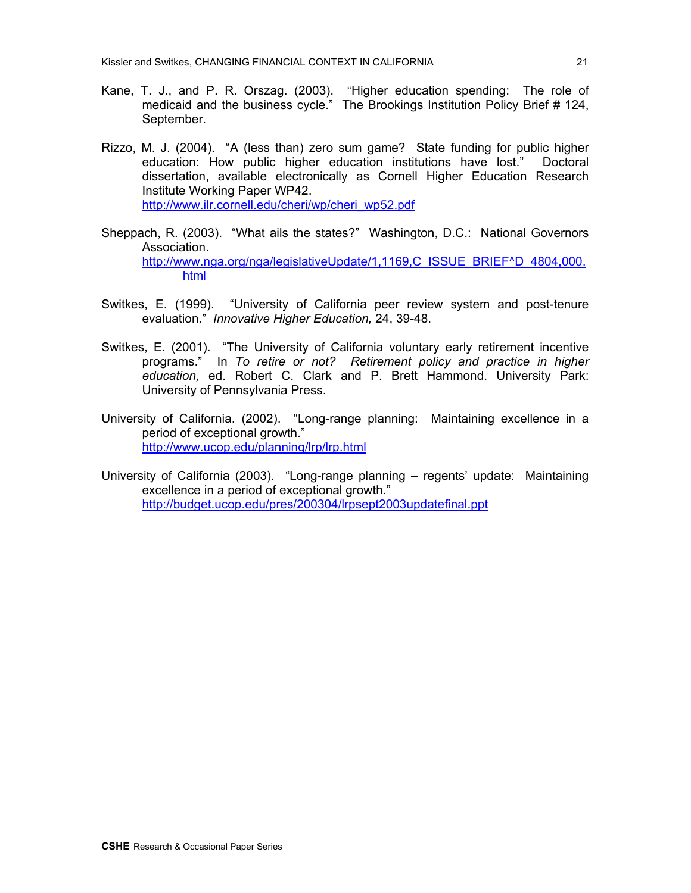Kane, T. J., and P. R. Orszag. (2003). "Higher education spending: The role of medicaid and the business cycle." The Brookings Institution Policy Brief # 124, September.

Rizzo, M. J. (2004). "A (less than) zero sum game? State funding for public higher education: How public higher education institutions have lost." Doctoral dissertation, available electronically as Cornell Higher Education Research Institute Working Paper WP42. http://www.ilr.cornell.edu/cheri/wp/cheri_wp52.pdf

Sheppach, R. (2003). "What ails the states?" Washington, D.C.: National Governors Association. http://www.nga.org/nga/legislativeUpdate/1,1169,C_ISSUE_BRIEF^D_4804,000.html

Switkes, E. (1999). "University of California peer review system and post-tenure evaluation." *Innovative Higher Education,* 24, 39-48.

Switkes, E. (2001). "The University of California voluntary early retirement incentive programs." In *To retire or not? Retirement policy and practice in higher education,* ed. Robert C. Clark and P. Brett Hammond. University Park: University of Pennsylvania Press.

University of California. (2002). "Long-range planning: Maintaining excellence in a period of exceptional growth." http://www.ucop.edu/planning/lrp/lrp.html

University of California (2003). "Long-range planning – regents' update: Maintaining excellence in a period of exceptional growth." http://budget.ucop.edu/pres/200304/lrpsept2003updatefinal.ppt